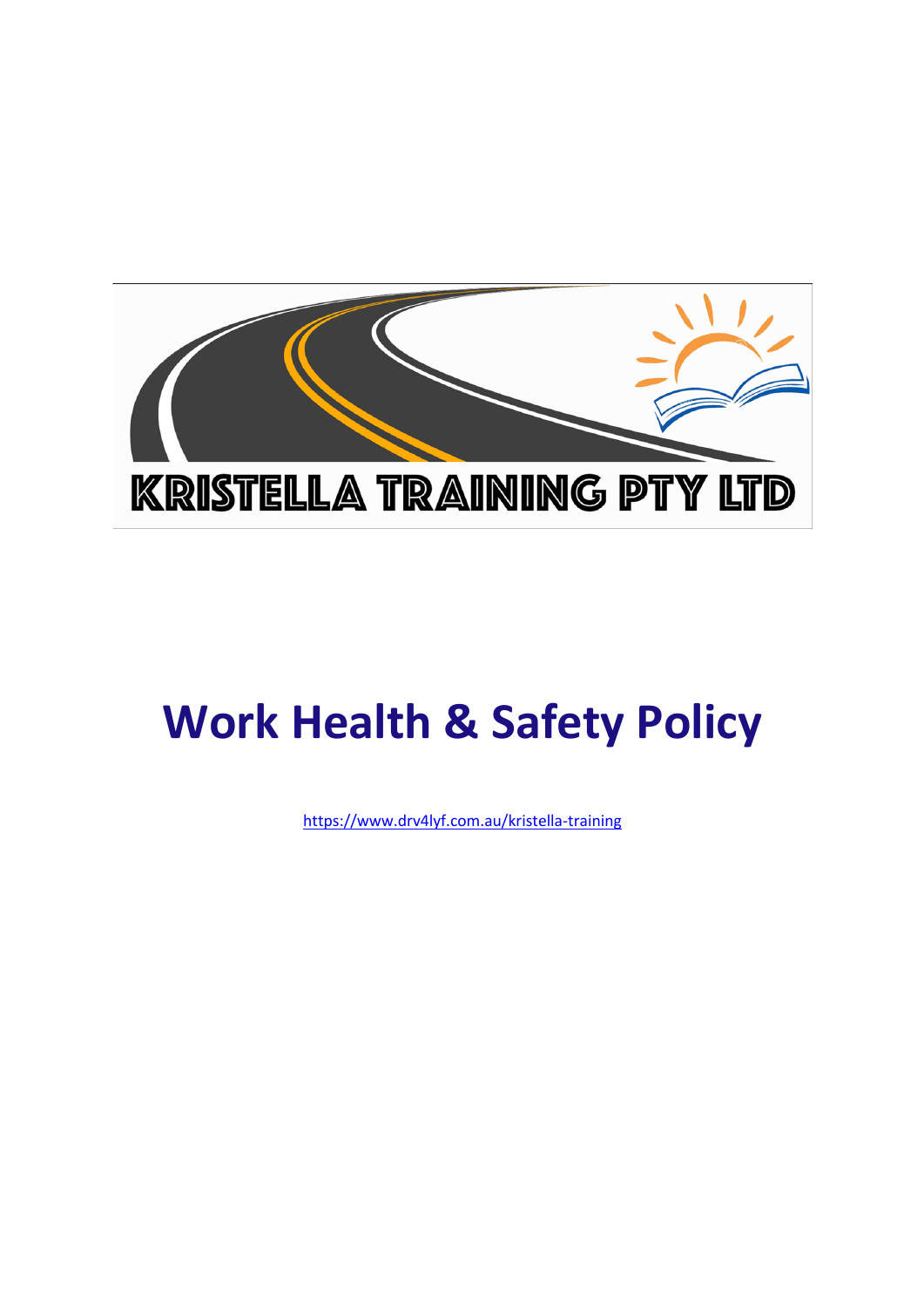KRISTELLA TRAINING PTY LTD

# Work Health & Safety Policy

https://www.drv4lyf.com.au/kristella-training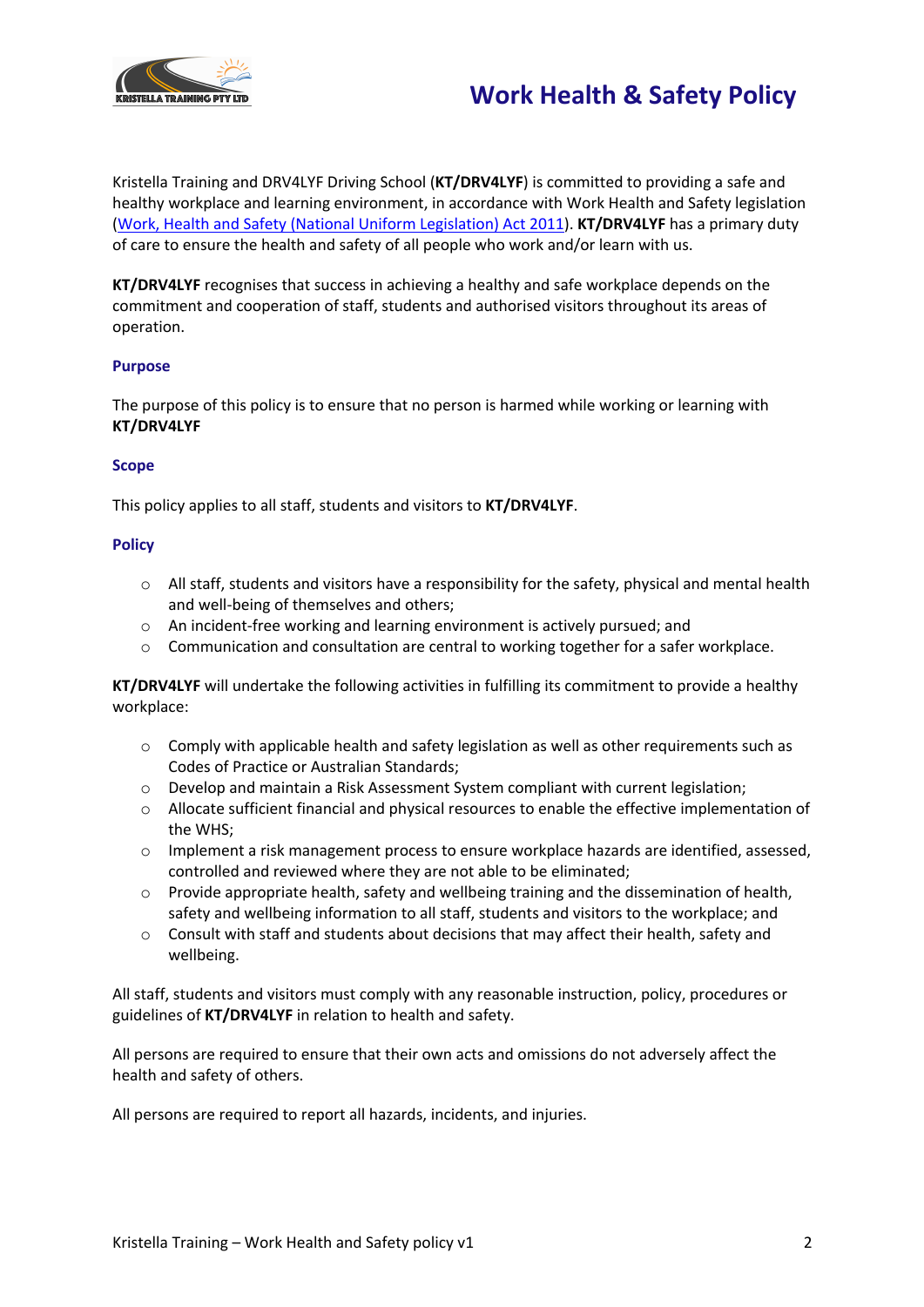# Work Health & Safety Policy

Kristella Training and DRV4LYF Driving School (**KT/DRV4LYF**) is committed to providing a safe and healthy workplace and learning environment, in accordance with Work Health and Safety legislation ([Work, Health and Safety (National Uniform Legislation) Act 2011]). **KT/DRV4LYF** has a primary duty of care to ensure the health and safety of all people who work and/or learn with us.

**KT/DRV4LYF** recognises that success in achieving a healthy and safe workplace depends on the commitment and cooperation of staff, students and authorised visitors throughout its areas of operation.

### Purpose

The purpose of this policy is to ensure that no person is harmed while working or learning with **KT/DRV4LYF**

### Scope

This policy applies to all staff, students and visitors to **KT/DRV4LYF**.

### Policy

- All staff, students and visitors have a responsibility for the safety, physical and mental health and well-being of themselves and others;
- An incident-free working and learning environment is actively pursued; and
- Communication and consultation are central to working together for a safer workplace.

**KT/DRV4LYF** will undertake the following activities in fulfilling its commitment to provide a healthy workplace:

- Comply with applicable health and safety legislation as well as other requirements such as Codes of Practice or Australian Standards;
- Develop and maintain a Risk Assessment System compliant with current legislation;
- Allocate sufficient financial and physical resources to enable the effective implementation of the WHS;
- Implement a risk management process to ensure workplace hazards are identified, assessed, controlled and reviewed where they are not able to be eliminated;
- Provide appropriate health, safety and wellbeing training and the dissemination of health, safety and wellbeing information to all staff, students and visitors to the workplace; and
- Consult with staff and students about decisions that may affect their health, safety and wellbeing.

All staff, students and visitors must comply with any reasonable instruction, policy, procedures or guidelines of **KT/DRV4LYF** in relation to health and safety.

All persons are required to ensure that their own acts and omissions do not adversely affect the health and safety of others.

All persons are required to report all hazards, incidents, and injuries.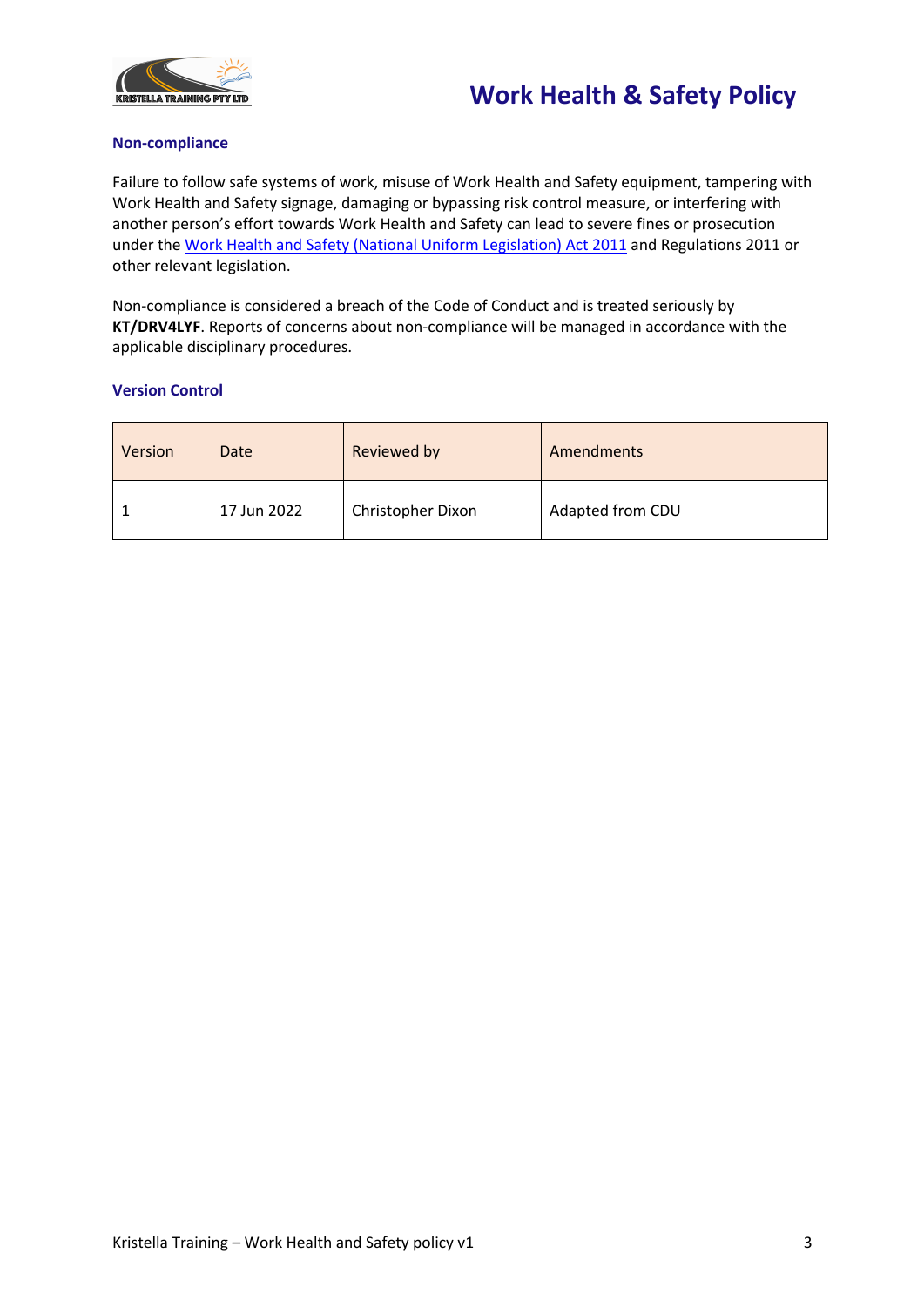### Non-compliance

Failure to follow safe systems of work, misuse of Work Health and Safety equipment, tampering with Work Health and Safety signage, damaging or bypassing risk control measure, or interfering with another person's effort towards Work Health and Safety can lead to severe fines or prosecution under the Work Health and Safety (National Uniform Legislation) Act 2011 and Regulations 2011 or other relevant legislation.

Non-compliance is considered a breach of the Code of Conduct and is treated seriously by **KT/DRV4LYF**. Reports of concerns about non-compliance will be managed in accordance with the applicable disciplinary procedures.

### Version Control

| Version | Date | Reviewed by | Amendments |
|---|---|---|---|
| 1 | 17 Jun 2022 | Christopher Dixon | Adapted from CDU |